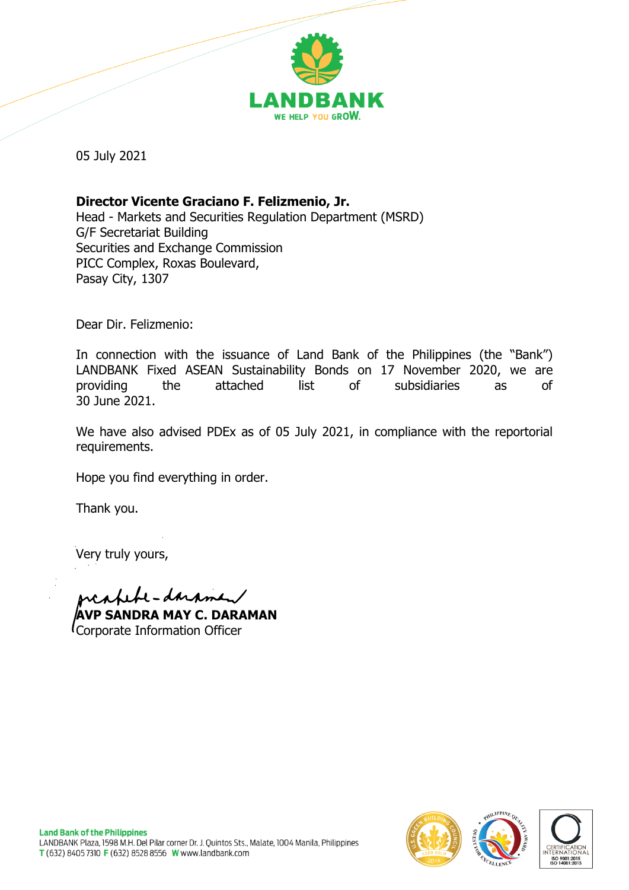LANDBANK

WE HELP YOU GROW.

05 July 2021

**Director Vicente Graciano F. Felizmenio, Jr.**
Head - Markets and Securities Regulation Department (MSRD)
G/F Secretariat Building
Securities and Exchange Commission
PICC Complex, Roxas Boulevard,
Pasay City, 1307

Dear Dir. Felizmenio:

In connection with the issuance of Land Bank of the Philippines (the "Bank") LANDBANK Fixed ASEAN Sustainability Bonds on 17 November 2020, we are providing the attached list of subsidiaries as of 30 June 2021.

We have also advised PDEx as of 05 July 2021, in compliance with the reportorial requirements.

Hope you find everything in order.

Thank you.

Very truly yours,

**AVP SANDRA MAY C. DARAMAN**
Corporate Information Officer

**Land Bank of the Philippines**
LANDBANK Plaza, 1598 M.H. Del Pilar corner Dr. J. Quintos Sts., Malate, 1004 Manila, Philippines
T (632) 8405 7310 F (632) 8528 8556 W www.landbank.com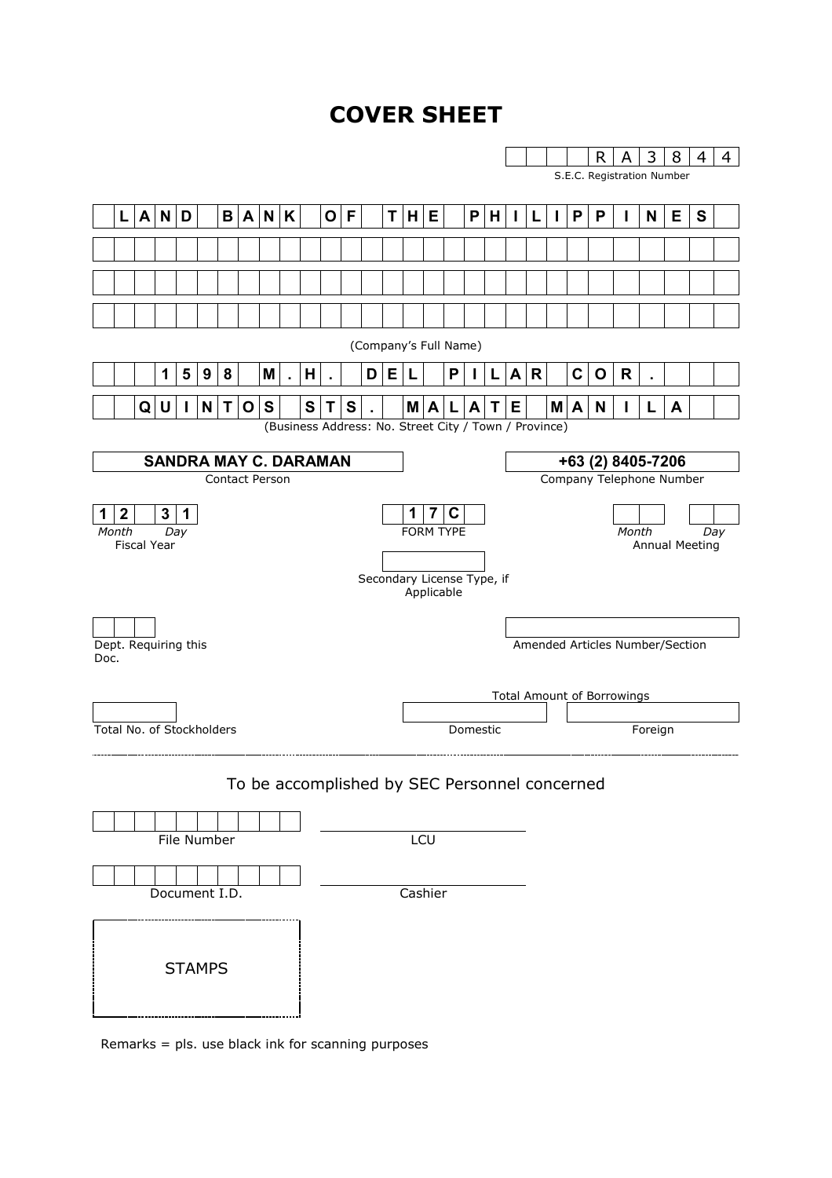# COVER SHEET

RA3844

S.E.C. Registration Number

**LAND BANK OF THE PHILIPPINES**

(Company's Full Name)

**1598 M.H. DEL PILAR COR.**

**QUINTOS STS. MALATE MANILA**

(Business Address: No. Street City / Town / Province)

**SANDRA MAY C. DARAMAN**

Contact Person

**+63 (2) 8405-7206**

Company Telephone Number

**12 31**

*Month* *Day*

Fiscal Year

**17C**

FORM TYPE

*Month* *Day*

Annual Meeting

Secondary License Type, if Applicable

Dept. Requiring this Doc.

Amended Articles Number/Section

Total Amount of Borrowings

Total No. of Stockholders

Domestic

Foreign

---

To be accomplished by SEC Personnel concerned

File Number

LCU

Document I.D.

Cashier

STAMPS

Remarks = pls. use black ink for scanning purposes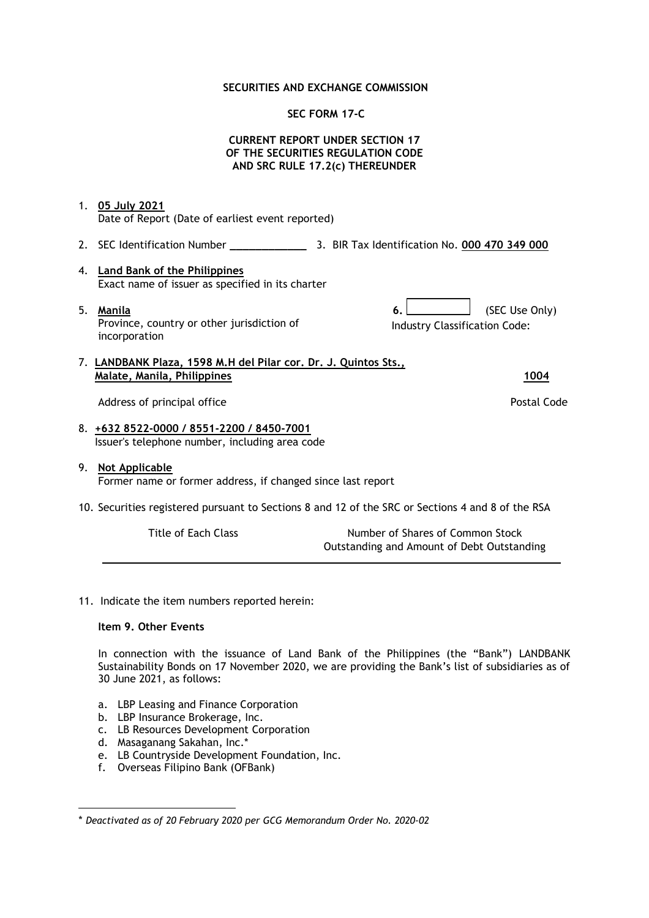**SECURITIES AND EXCHANGE COMMISSION**

**SEC FORM 17-C**

**CURRENT REPORT UNDER SECTION 17 OF THE SECURITIES REGULATION CODE AND SRC RULE 17.2(c) THEREUNDER**

1. **05 July 2021**
   Date of Report (Date of earliest event reported)

2. SEC Identification Number ____________ 3. BIR Tax Identification No. **000 470 349 000**

4. **Land Bank of the Philippines**
   Exact name of issuer as specified in its charter

5. **Manila**
   Province, country or other jurisdiction of incorporation

6. ________ (SEC Use Only)
   Industry Classification Code:

7. **LANDBANK Plaza, 1598 M.H del Pilar cor. Dr. J. Quintos Sts., Malate, Manila, Philippines** **1004**
   Address of principal office Postal Code

8. **+632 8522-0000 / 8551-2200 / 8450-7001**
   Issuer's telephone number, including area code

9. **Not Applicable**
   Former name or former address, if changed since last report

10. Securities registered pursuant to Sections 8 and 12 of the SRC or Sections 4 and 8 of the RSA

| Title of Each Class | Number of Shares of Common Stock Outstanding and Amount of Debt Outstanding |
|---|---|

11. Indicate the item numbers reported herein:

**Item 9. Other Events**

In connection with the issuance of Land Bank of the Philippines (the "Bank") LANDBANK Sustainability Bonds on 17 November 2020, we are providing the Bank's list of subsidiaries as of 30 June 2021, as follows:

a. LBP Leasing and Finance Corporation
b. LBP Insurance Brokerage, Inc.
c. LB Resources Development Corporation
d. Masaganang Sakahan, Inc.*
e. LB Countryside Development Foundation, Inc.
f. Overseas Filipino Bank (OFBank)

---

* *Deactivated as of 20 February 2020 per GCG Memorandum Order No. 2020-02*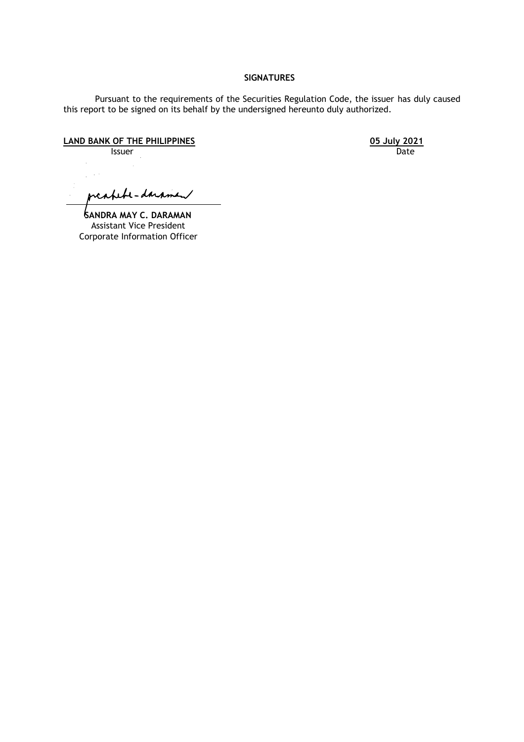**SIGNATURES**

Pursuant to the requirements of the Securities Regulation Code, the issuer has duly caused this report to be signed on its behalf by the undersigned hereunto duly authorized.

| | |
|---|---|
| **LAND BANK OF THE PHILIPPINES** | **05 July 2021** |
| Issuer | Date |

**SANDRA MAY C. DARAMAN**
Assistant Vice President
Corporate Information Officer